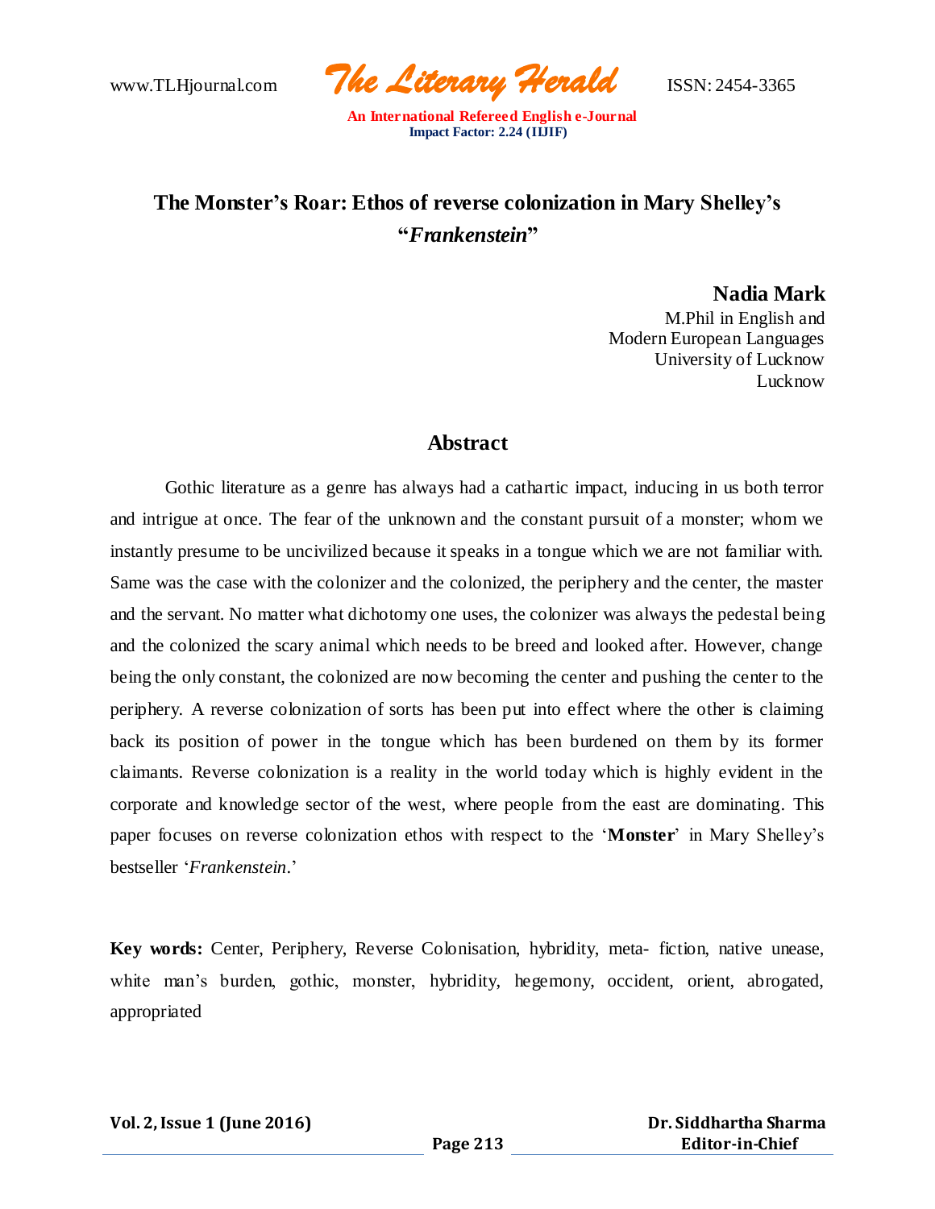# The Monster's Roar: Ethos of reverse colonization in Mary Shelley's "*Frankenstein*"

**Nadia Mark**
M.Phil in English and
Modern European Languages
University of Lucknow
Lucknow

## Abstract

Gothic literature as a genre has always had a cathartic impact, inducing in us both terror and intrigue at once. The fear of the unknown and the constant pursuit of a monster; whom we instantly presume to be uncivilized because it speaks in a tongue which we are not familiar with. Same was the case with the colonizer and the colonized, the periphery and the center, the master and the servant. No matter what dichotomy one uses, the colonizer was always the pedestal being and the colonized the scary animal which needs to be breed and looked after. However, change being the only constant, the colonized are now becoming the center and pushing the center to the periphery. A reverse colonization of sorts has been put into effect where the other is claiming back its position of power in the tongue which has been burdened on them by its former claimants. Reverse colonization is a reality in the world today which is highly evident in the corporate and knowledge sector of the west, where people from the east are dominating. This paper focuses on reverse colonization ethos with respect to the '**Monster**' in Mary Shelley's bestseller '*Frankenstein*.'

**Key words:** Center, Periphery, Reverse Colonisation, hybridity, meta- fiction, native unease, white man's burden, gothic, monster, hybridity, hegemony, occident, orient, abrogated, appropriated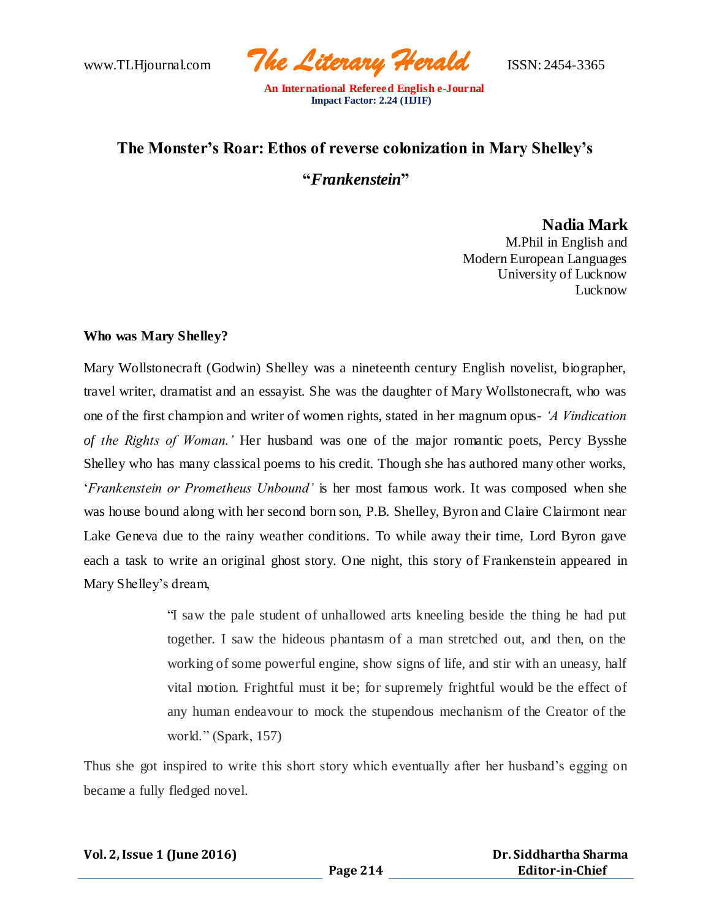# The Monster's Roar: Ethos of reverse colonization in Mary Shelley's "*Frankenstein*"

**Nadia Mark**
M.Phil in English and
Modern European Languages
University of Lucknow
Lucknow

**Who was Mary Shelley?**

Mary Wollstonecraft (Godwin) Shelley was a nineteenth century English novelist, biographer, travel writer, dramatist and an essayist. She was the daughter of Mary Wollstonecraft, who was one of the first champion and writer of women rights, stated in her magnum opus- *'A Vindication of the Rights of Woman.'* Her husband was one of the major romantic poets, Percy Bysshe Shelley who has many classical poems to his credit. Though she has authored many other works, '*Frankenstein or Prometheus Unbound'* is her most famous work. It was composed when she was house bound along with her second born son, P.B. Shelley, Byron and Claire Clairmont near Lake Geneva due to the rainy weather conditions. To while away their time, Lord Byron gave each a task to write an original ghost story. One night, this story of Frankenstein appeared in Mary Shelley's dream,

> "I saw the pale student of unhallowed arts kneeling beside the thing he had put together. I saw the hideous phantasm of a man stretched out, and then, on the working of some powerful engine, show signs of life, and stir with an uneasy, half vital motion. Frightful must it be; for supremely frightful would be the effect of any human endeavour to mock the stupendous mechanism of the Creator of the world." (Spark, 157)

Thus she got inspired to write this short story which eventually after her husband's egging on became a fully fledged novel.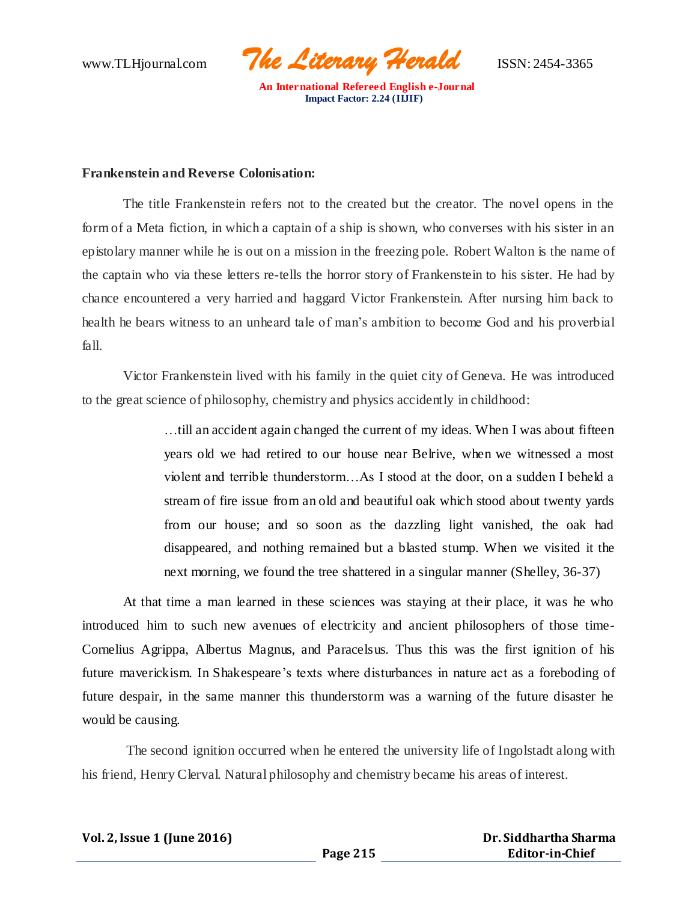**Frankenstein and Reverse Colonisation:**

The title Frankenstein refers not to the created but the creator. The novel opens in the form of a Meta fiction, in which a captain of a ship is shown, who converses with his sister in an epistolary manner while he is out on a mission in the freezing pole. Robert Walton is the name of the captain who via these letters re-tells the horror story of Frankenstein to his sister. He had by chance encountered a very harried and haggard Victor Frankenstein. After nursing him back to health he bears witness to an unheard tale of man's ambition to become God and his proverbial fall.

Victor Frankenstein lived with his family in the quiet city of Geneva. He was introduced to the great science of philosophy, chemistry and physics accidently in childhood:

> …till an accident again changed the current of my ideas. When I was about fifteen years old we had retired to our house near Belrive, when we witnessed a most violent and terrible thunderstorm…As I stood at the door, on a sudden I beheld a stream of fire issue from an old and beautiful oak which stood about twenty yards from our house; and so soon as the dazzling light vanished, the oak had disappeared, and nothing remained but a blasted stump. When we visited it the next morning, we found the tree shattered in a singular manner (Shelley, 36-37)

At that time a man learned in these sciences was staying at their place, it was he who introduced him to such new avenues of electricity and ancient philosophers of those time- Cornelius Agrippa, Albertus Magnus, and Paracelsus. Thus this was the first ignition of his future maverickism. In Shakespeare's texts where disturbances in nature act as a foreboding of future despair, in the same manner this thunderstorm was a warning of the future disaster he would be causing.

The second ignition occurred when he entered the university life of Ingolstadt along with his friend, Henry Clerval. Natural philosophy and chemistry became his areas of interest.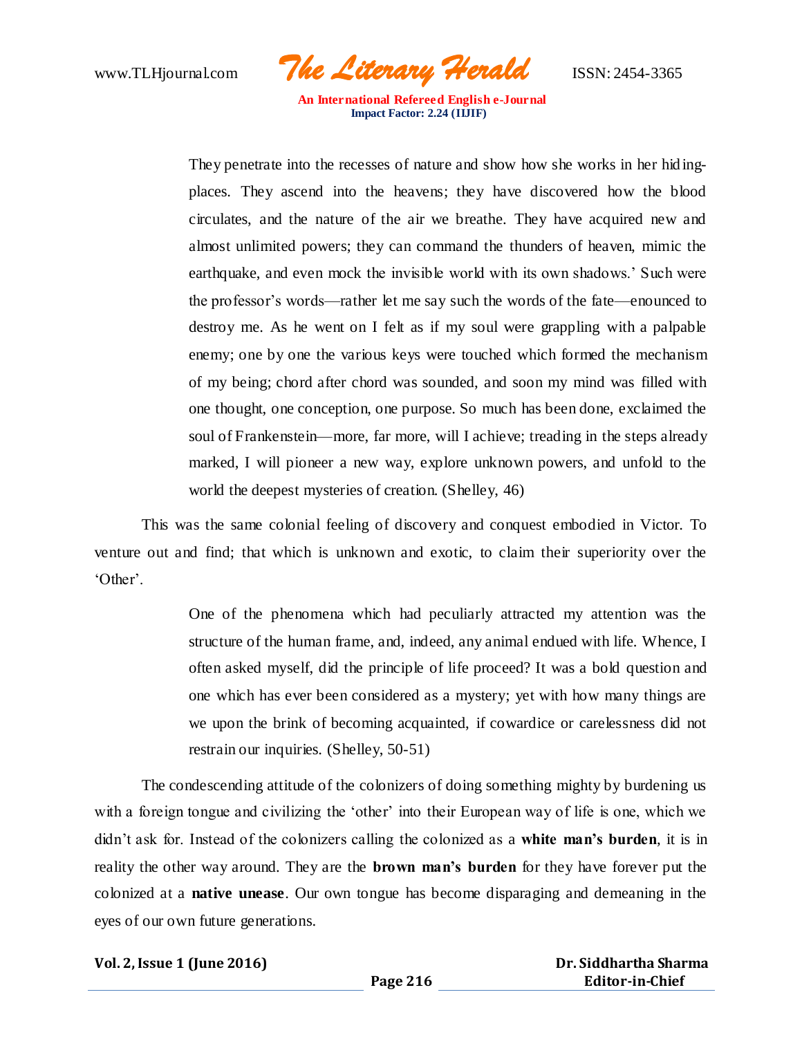> They penetrate into the recesses of nature and show how she works in her hiding-places. They ascend into the heavens; they have discovered how the blood circulates, and the nature of the air we breathe. They have acquired new and almost unlimited powers; they can command the thunders of heaven, mimic the earthquake, and even mock the invisible world with its own shadows.' Such were the professor's words—rather let me say such the words of the fate—enounced to destroy me. As he went on I felt as if my soul were grappling with a palpable enemy; one by one the various keys were touched which formed the mechanism of my being; chord after chord was sounded, and soon my mind was filled with one thought, one conception, one purpose. So much has been done, exclaimed the soul of Frankenstein—more, far more, will I achieve; treading in the steps already marked, I will pioneer a new way, explore unknown powers, and unfold to the world the deepest mysteries of creation. (Shelley, 46)

This was the same colonial feeling of discovery and conquest embodied in Victor. To venture out and find; that which is unknown and exotic, to claim their superiority over the 'Other'.

> One of the phenomena which had peculiarly attracted my attention was the structure of the human frame, and, indeed, any animal endued with life. Whence, I often asked myself, did the principle of life proceed? It was a bold question and one which has ever been considered as a mystery; yet with how many things are we upon the brink of becoming acquainted, if cowardice or carelessness did not restrain our inquiries. (Shelley, 50-51)

The condescending attitude of the colonizers of doing something mighty by burdening us with a foreign tongue and civilizing the 'other' into their European way of life is one, which we didn't ask for. Instead of the colonizers calling the colonized as a **white man's burden**, it is in reality the other way around. They are the **brown man's burden** for they have forever put the colonized at a **native unease**. Our own tongue has become disparaging and demeaning in the eyes of our own future generations.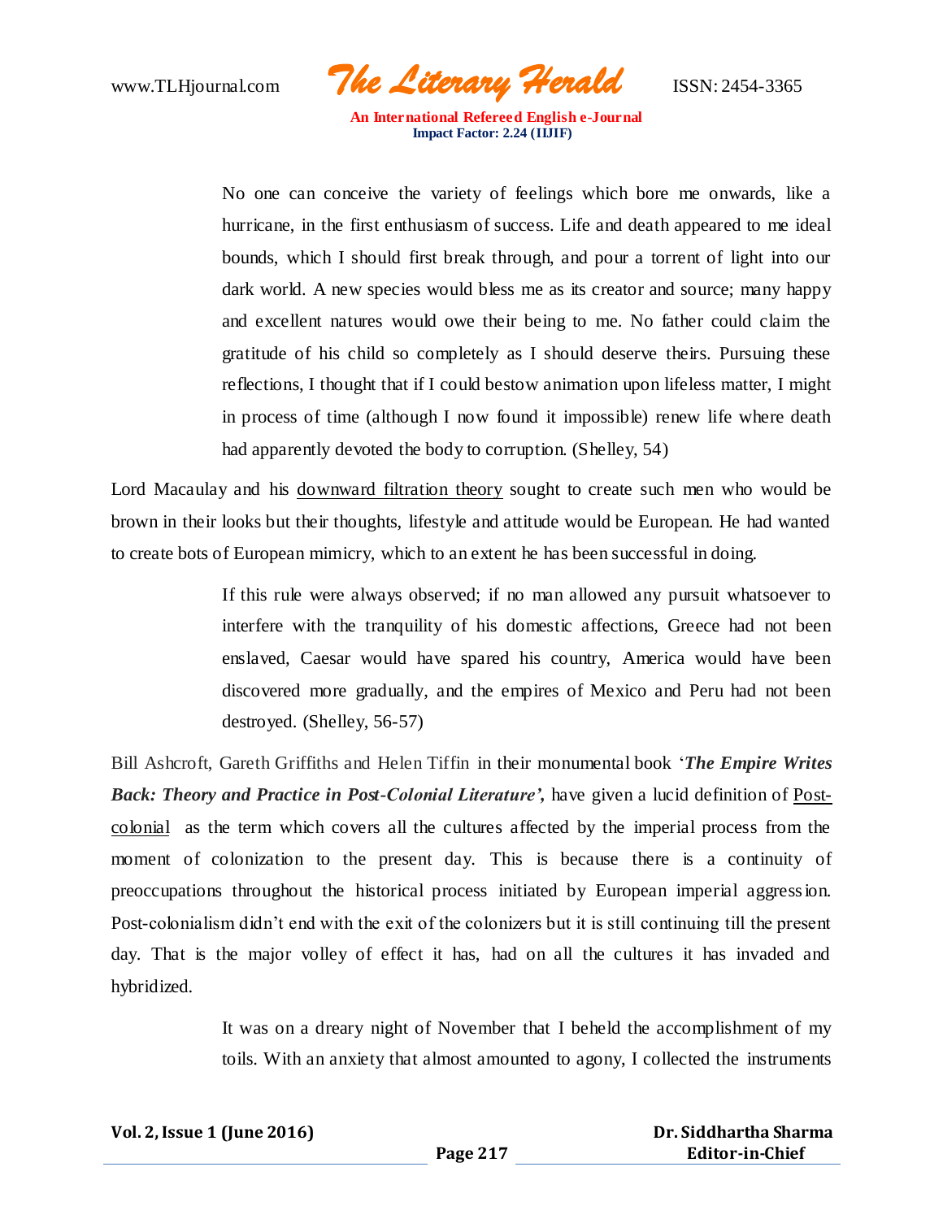> No one can conceive the variety of feelings which bore me onwards, like a hurricane, in the first enthusiasm of success. Life and death appeared to me ideal bounds, which I should first break through, and pour a torrent of light into our dark world. A new species would bless me as its creator and source; many happy and excellent natures would owe their being to me. No father could claim the gratitude of his child so completely as I should deserve theirs. Pursuing these reflections, I thought that if I could bestow animation upon lifeless matter, I might in process of time (although I now found it impossible) renew life where death had apparently devoted the body to corruption. (Shelley, 54)

Lord Macaulay and his downward filtration theory sought to create such men who would be brown in their looks but their thoughts, lifestyle and attitude would be European. He had wanted to create bots of European mimicry, which to an extent he has been successful in doing.

> If this rule were always observed; if no man allowed any pursuit whatsoever to interfere with the tranquility of his domestic affections, Greece had not been enslaved, Caesar would have spared his country, America would have been discovered more gradually, and the empires of Mexico and Peru had not been destroyed. (Shelley, 56-57)

Bill Ashcroft, Gareth Griffiths and Helen Tiffin in their monumental book '***The Empire Writes Back: Theory and Practice in Post-Colonial Literature'***, have given a lucid definition of Post-colonial as the term which covers all the cultures affected by the imperial process from the moment of colonization to the present day. This is because there is a continuity of preoccupations throughout the historical process initiated by European imperial aggression. Post-colonialism didn't end with the exit of the colonizers but it is still continuing till the present day. That is the major volley of effect it has, had on all the cultures it has invaded and hybridized.

> It was on a dreary night of November that I beheld the accomplishment of my toils. With an anxiety that almost amounted to agony, I collected the instruments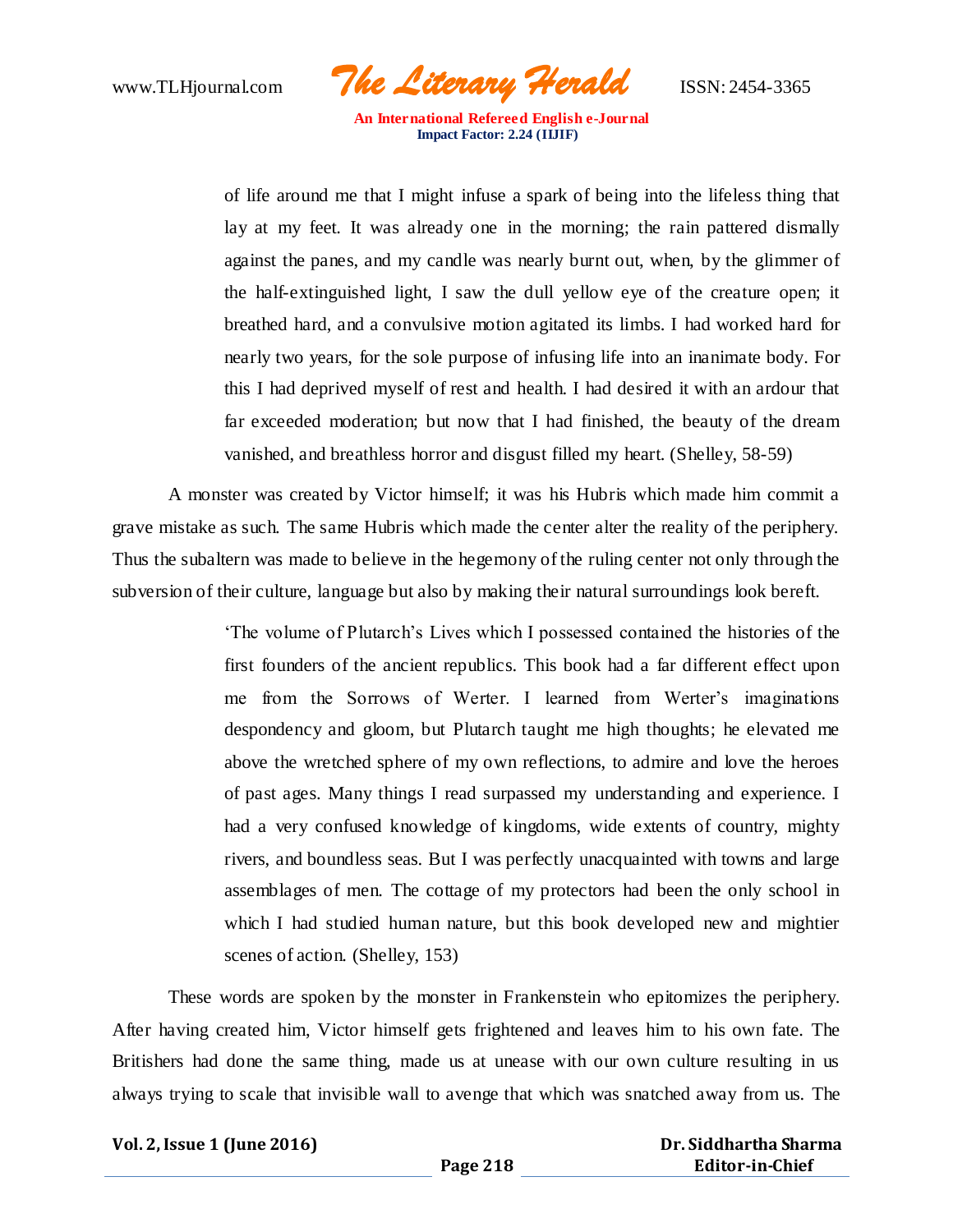> of life around me that I might infuse a spark of being into the lifeless thing that lay at my feet. It was already one in the morning; the rain pattered dismally against the panes, and my candle was nearly burnt out, when, by the glimmer of the half-extinguished light, I saw the dull yellow eye of the creature open; it breathed hard, and a convulsive motion agitated its limbs. I had worked hard for nearly two years, for the sole purpose of infusing life into an inanimate body. For this I had deprived myself of rest and health. I had desired it with an ardour that far exceeded moderation; but now that I had finished, the beauty of the dream vanished, and breathless horror and disgust filled my heart. (Shelley, 58-59)

A monster was created by Victor himself; it was his Hubris which made him commit a grave mistake as such. The same Hubris which made the center alter the reality of the periphery. Thus the subaltern was made to believe in the hegemony of the ruling center not only through the subversion of their culture, language but also by making their natural surroundings look bereft.

> 'The volume of Plutarch's Lives which I possessed contained the histories of the first founders of the ancient republics. This book had a far different effect upon me from the Sorrows of Werter. I learned from Werter's imaginations despondency and gloom, but Plutarch taught me high thoughts; he elevated me above the wretched sphere of my own reflections, to admire and love the heroes of past ages. Many things I read surpassed my understanding and experience. I had a very confused knowledge of kingdoms, wide extents of country, mighty rivers, and boundless seas. But I was perfectly unacquainted with towns and large assemblages of men. The cottage of my protectors had been the only school in which I had studied human nature, but this book developed new and mightier scenes of action. (Shelley, 153)

These words are spoken by the monster in Frankenstein who epitomizes the periphery. After having created him, Victor himself gets frightened and leaves him to his own fate. The Britishers had done the same thing, made us at unease with our own culture resulting in us always trying to scale that invisible wall to avenge that which was snatched away from us. The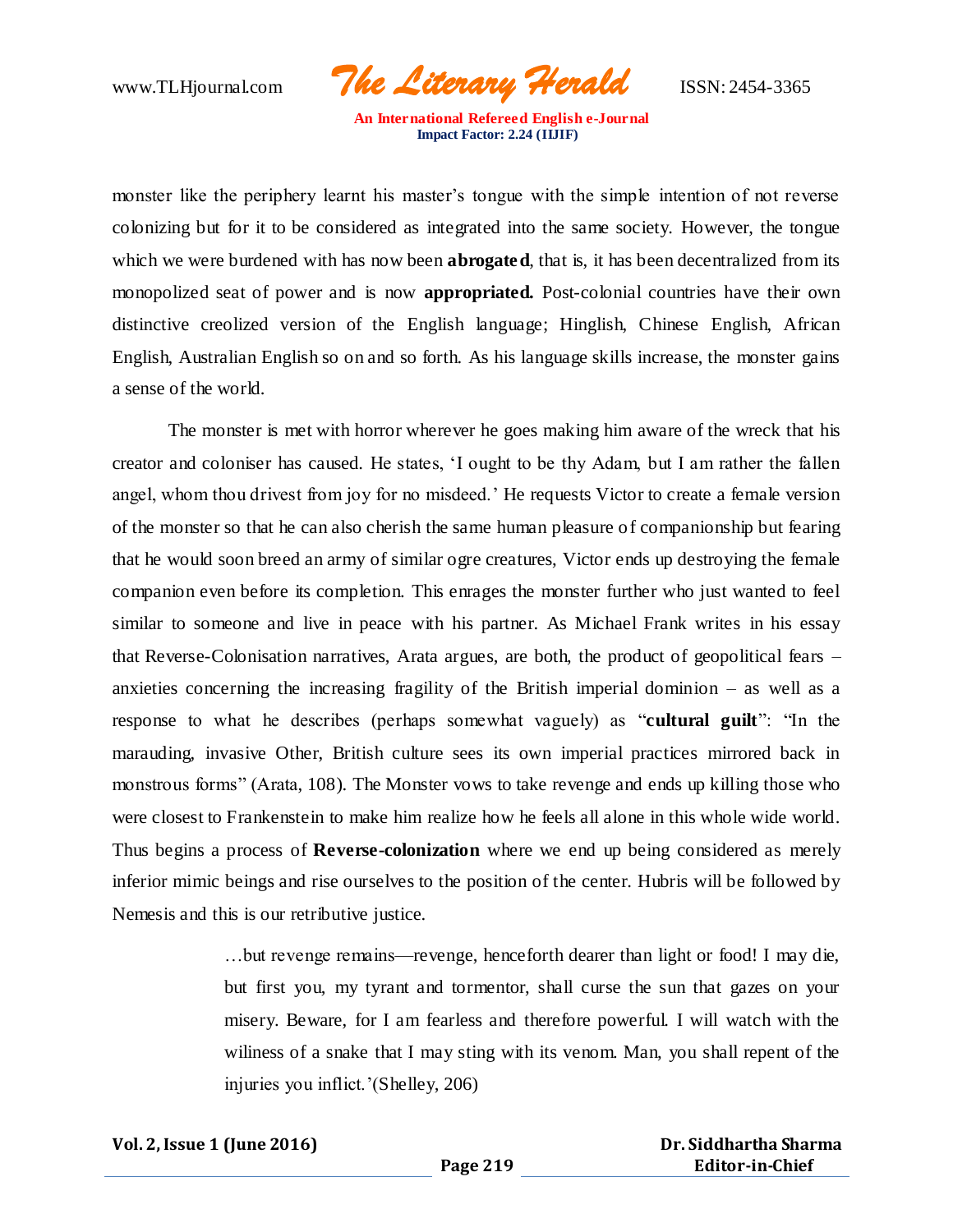monster like the periphery learnt his master's tongue with the simple intention of not reverse colonizing but for it to be considered as integrated into the same society. However, the tongue which we were burdened with has now been **abrogated**, that is, it has been decentralized from its monopolized seat of power and is now **appropriated.** Post-colonial countries have their own distinctive creolized version of the English language; Hinglish, Chinese English, African English, Australian English so on and so forth. As his language skills increase, the monster gains a sense of the world.

The monster is met with horror wherever he goes making him aware of the wreck that his creator and coloniser has caused. He states, 'I ought to be thy Adam, but I am rather the fallen angel, whom thou drivest from joy for no misdeed.' He requests Victor to create a female version of the monster so that he can also cherish the same human pleasure of companionship but fearing that he would soon breed an army of similar ogre creatures, Victor ends up destroying the female companion even before its completion. This enrages the monster further who just wanted to feel similar to someone and live in peace with his partner. As Michael Frank writes in his essay that Reverse-Colonisation narratives, Arata argues, are both, the product of geopolitical fears – anxieties concerning the increasing fragility of the British imperial dominion – as well as a response to what he describes (perhaps somewhat vaguely) as "**cultural guilt**": "In the marauding, invasive Other, British culture sees its own imperial practices mirrored back in monstrous forms" (Arata, 108). The Monster vows to take revenge and ends up killing those who were closest to Frankenstein to make him realize how he feels all alone in this whole wide world. Thus begins a process of **Reverse-colonization** where we end up being considered as merely inferior mimic beings and rise ourselves to the position of the center. Hubris will be followed by Nemesis and this is our retributive justice.

> …but revenge remains—revenge, henceforth dearer than light or food! I may die, but first you, my tyrant and tormentor, shall curse the sun that gazes on your misery. Beware, for I am fearless and therefore powerful. I will watch with the wiliness of a snake that I may sting with its venom. Man, you shall repent of the injuries you inflict.'(Shelley, 206)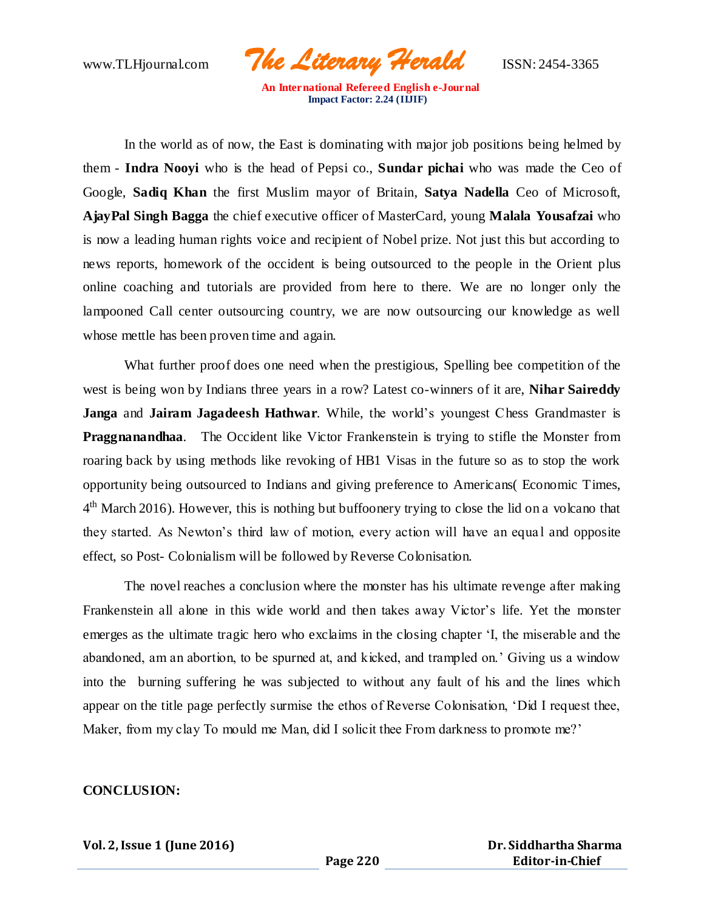In the world as of now, the East is dominating with major job positions being helmed by them - **Indra Nooyi** who is the head of Pepsi co., **Sundar pichai** who was made the Ceo of Google, **Sadiq Khan** the first Muslim mayor of Britain, **Satya Nadella** Ceo of Microsoft, **AjayPal Singh Bagga** the chief executive officer of MasterCard, young **Malala Yousafzai** who is now a leading human rights voice and recipient of Nobel prize. Not just this but according to news reports, homework of the occident is being outsourced to the people in the Orient plus online coaching and tutorials are provided from here to there. We are no longer only the lampooned Call center outsourcing country, we are now outsourcing our knowledge as well whose mettle has been proven time and again.

What further proof does one need when the prestigious, Spelling bee competition of the west is being won by Indians three years in a row? Latest co-winners of it are, **Nihar Saireddy Janga** and **Jairam Jagadeesh Hathwar**. While, the world's youngest Chess Grandmaster is **Praggnanandhaa**. The Occident like Victor Frankenstein is trying to stifle the Monster from roaring back by using methods like revoking of HB1 Visas in the future so as to stop the work opportunity being outsourced to Indians and giving preference to Americans( Economic Times, 4th March 2016). However, this is nothing but buffoonery trying to close the lid on a volcano that they started. As Newton's third law of motion, every action will have an equal and opposite effect, so Post- Colonialism will be followed by Reverse Colonisation.

The novel reaches a conclusion where the monster has his ultimate revenge after making Frankenstein all alone in this wide world and then takes away Victor's life. Yet the monster emerges as the ultimate tragic hero who exclaims in the closing chapter 'I, the miserable and the abandoned, am an abortion, to be spurned at, and kicked, and trampled on.' Giving us a window into the burning suffering he was subjected to without any fault of his and the lines which appear on the title page perfectly surmise the ethos of Reverse Colonisation, 'Did I request thee, Maker, from my clay To mould me Man, did I solicit thee From darkness to promote me?'

**CONCLUSION:**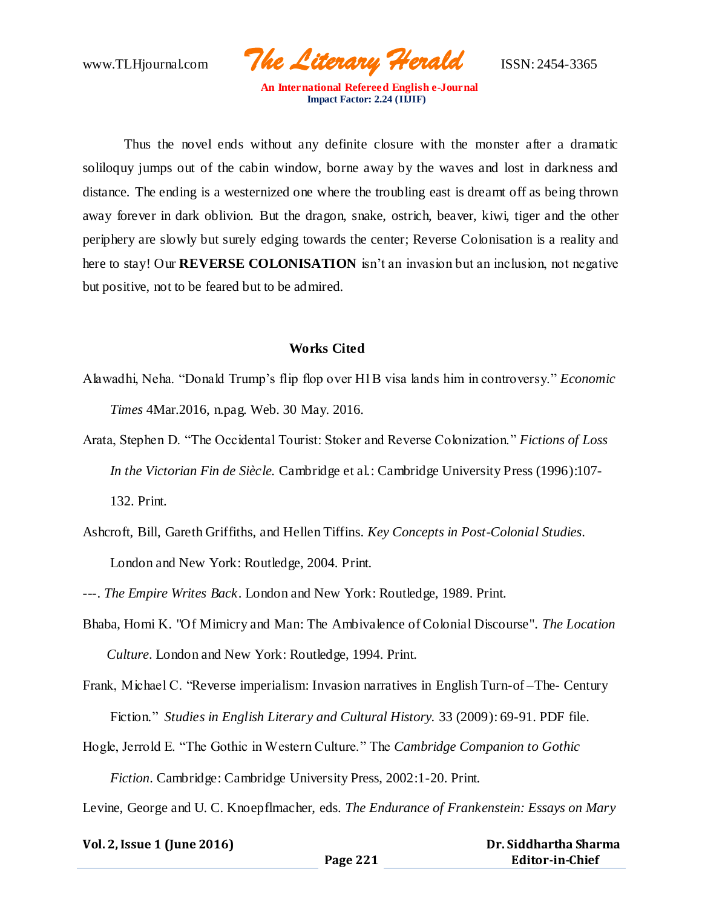Thus the novel ends without any definite closure with the monster after a dramatic soliloquy jumps out of the cabin window, borne away by the waves and lost in darkness and distance. The ending is a westernized one where the troubling east is dreamt off as being thrown away forever in dark oblivion. But the dragon, snake, ostrich, beaver, kiwi, tiger and the other periphery are slowly but surely edging towards the center; Reverse Colonisation is a reality and here to stay! Our **REVERSE COLONISATION** isn't an invasion but an inclusion, not negative but positive, not to be feared but to be admired.

## Works Cited

Alawadhi, Neha. "Donald Trump's flip flop over H1B visa lands him in controversy." *Economic Times* 4Mar.2016, n.pag. Web. 30 May. 2016.

Arata, Stephen D. "The Occidental Tourist: Stoker and Reverse Colonization." *Fictions of Loss In the Victorian Fin de Siècle.* Cambridge et al.: Cambridge University Press (1996):107-132. Print.

Ashcroft, Bill, Gareth Griffiths, and Hellen Tiffins. *Key Concepts in Post-Colonial Studies.* London and New York: Routledge, 2004. Print.

---. *The Empire Writes Back*. London and New York: Routledge, 1989. Print.

Bhaba, Homi K. "Of Mimicry and Man: The Ambivalence of Colonial Discourse". *The Location Culture*. London and New York: Routledge, 1994. Print.

Frank, Michael C. "Reverse imperialism: Invasion narratives in English Turn-of –The- Century Fiction." *Studies in English Literary and Cultural History.* 33 (2009): 69-91. PDF file.

Hogle, Jerrold E. "The Gothic in Western Culture." The *Cambridge Companion to Gothic Fiction*. Cambridge: Cambridge University Press, 2002:1-20. Print.

Levine, George and U. C. Knoepflmacher, eds. *The Endurance of Frankenstein: Essays on Mary*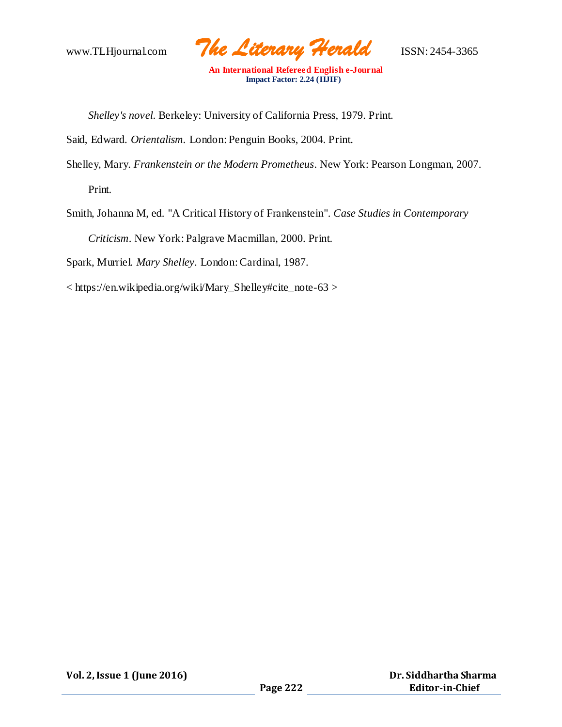*Shelley's novel.* Berkeley: University of California Press, 1979. Print.

Said, Edward. *Orientalism.* London: Penguin Books, 2004. Print.

Shelley, Mary. *Frankenstein or the Modern Prometheus*. New York: Pearson Longman, 2007. Print.

Smith, Johanna M, ed. "A Critical History of Frankenstein". *Case Studies in Contemporary Criticism*. New York: Palgrave Macmillan, 2000. Print.

Spark, Murriel. *Mary Shelley.* London: Cardinal, 1987.

< https://en.wikipedia.org/wiki/Mary_Shelley#cite_note-63 >